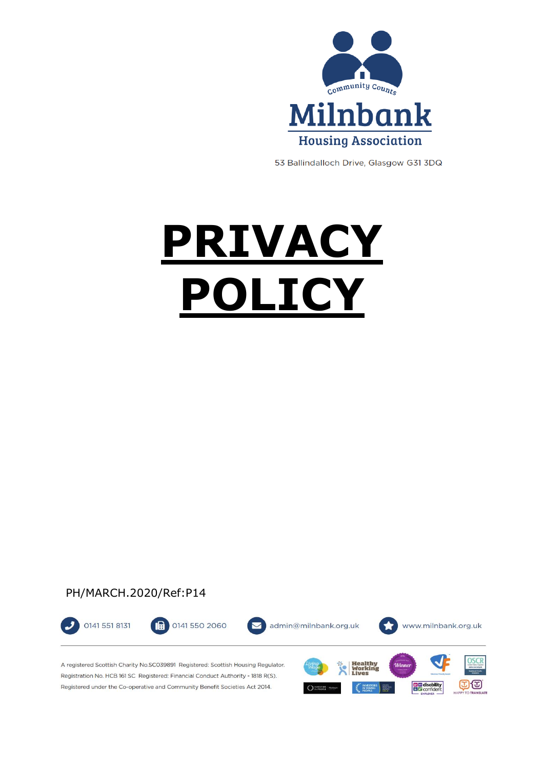Community Counts

Milnbank

Housing Association

53 Ballindalloch Drive, Glasgow G31 3DQ

# PRIVACY POLICY

PH/MARCH.2020/Ref:P14

0141 551 8131 | 0141 550 2060 | admin@milnbank.org.uk | www.milnbank.org.uk

A registered Scottish Charity No.SC039891 Registered: Scottish Housing Regulator. Registration No. HCB 161 SC Registered: Financial Conduct Authority - 1818 R(S). Registered under the Co-operative and Community Benefit Societies Act 2014.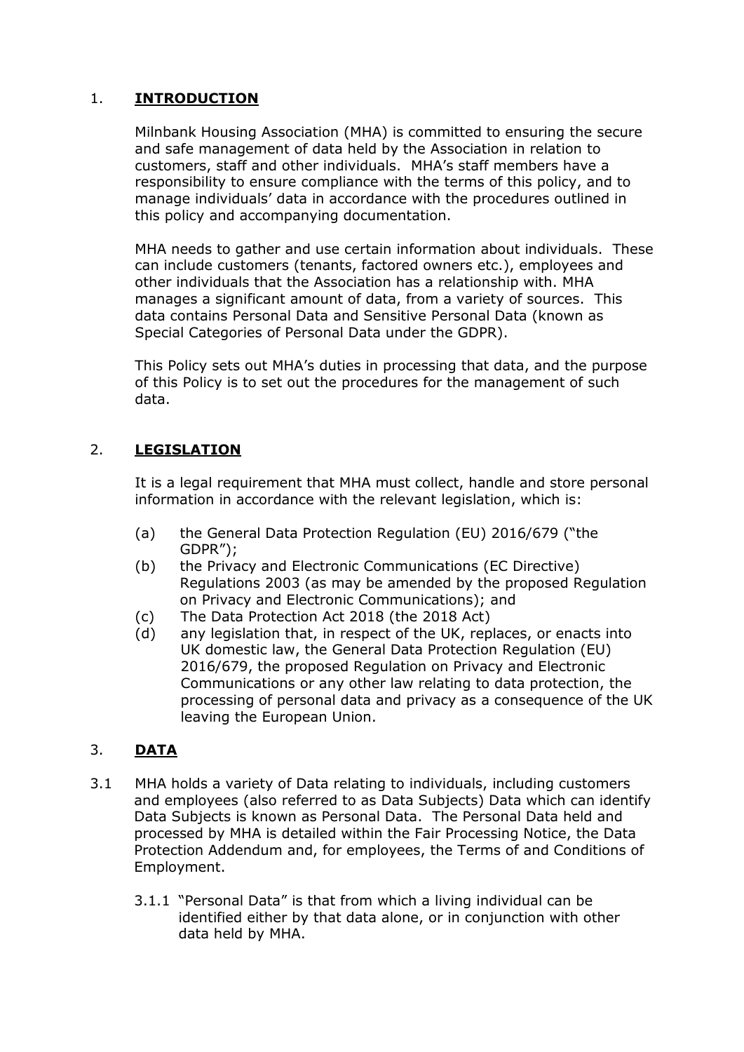## 1. **INTRODUCTION**

Milnbank Housing Association (MHA) is committed to ensuring the secure and safe management of data held by the Association in relation to customers, staff and other individuals. MHA's staff members have a responsibility to ensure compliance with the terms of this policy, and to manage individuals' data in accordance with the procedures outlined in this policy and accompanying documentation.

MHA needs to gather and use certain information about individuals. These can include customers (tenants, factored owners etc.), employees and other individuals that the Association has a relationship with. MHA manages a significant amount of data, from a variety of sources. This data contains Personal Data and Sensitive Personal Data (known as Special Categories of Personal Data under the GDPR).

This Policy sets out MHA's duties in processing that data, and the purpose of this Policy is to set out the procedures for the management of such data.

## 2. **LEGISLATION**

It is a legal requirement that MHA must collect, handle and store personal information in accordance with the relevant legislation, which is:

(a) the General Data Protection Regulation (EU) 2016/679 ("the GDPR");

(b) the Privacy and Electronic Communications (EC Directive) Regulations 2003 (as may be amended by the proposed Regulation on Privacy and Electronic Communications); and

(c) The Data Protection Act 2018 (the 2018 Act)

(d) any legislation that, in respect of the UK, replaces, or enacts into UK domestic law, the General Data Protection Regulation (EU) 2016/679, the proposed Regulation on Privacy and Electronic Communications or any other law relating to data protection, the processing of personal data and privacy as a consequence of the UK leaving the European Union.

## 3. **DATA**

3.1 MHA holds a variety of Data relating to individuals, including customers and employees (also referred to as Data Subjects) Data which can identify Data Subjects is known as Personal Data. The Personal Data held and processed by MHA is detailed within the Fair Processing Notice, the Data Protection Addendum and, for employees, the Terms of and Conditions of Employment.

3.1.1 "Personal Data" is that from which a living individual can be identified either by that data alone, or in conjunction with other data held by MHA.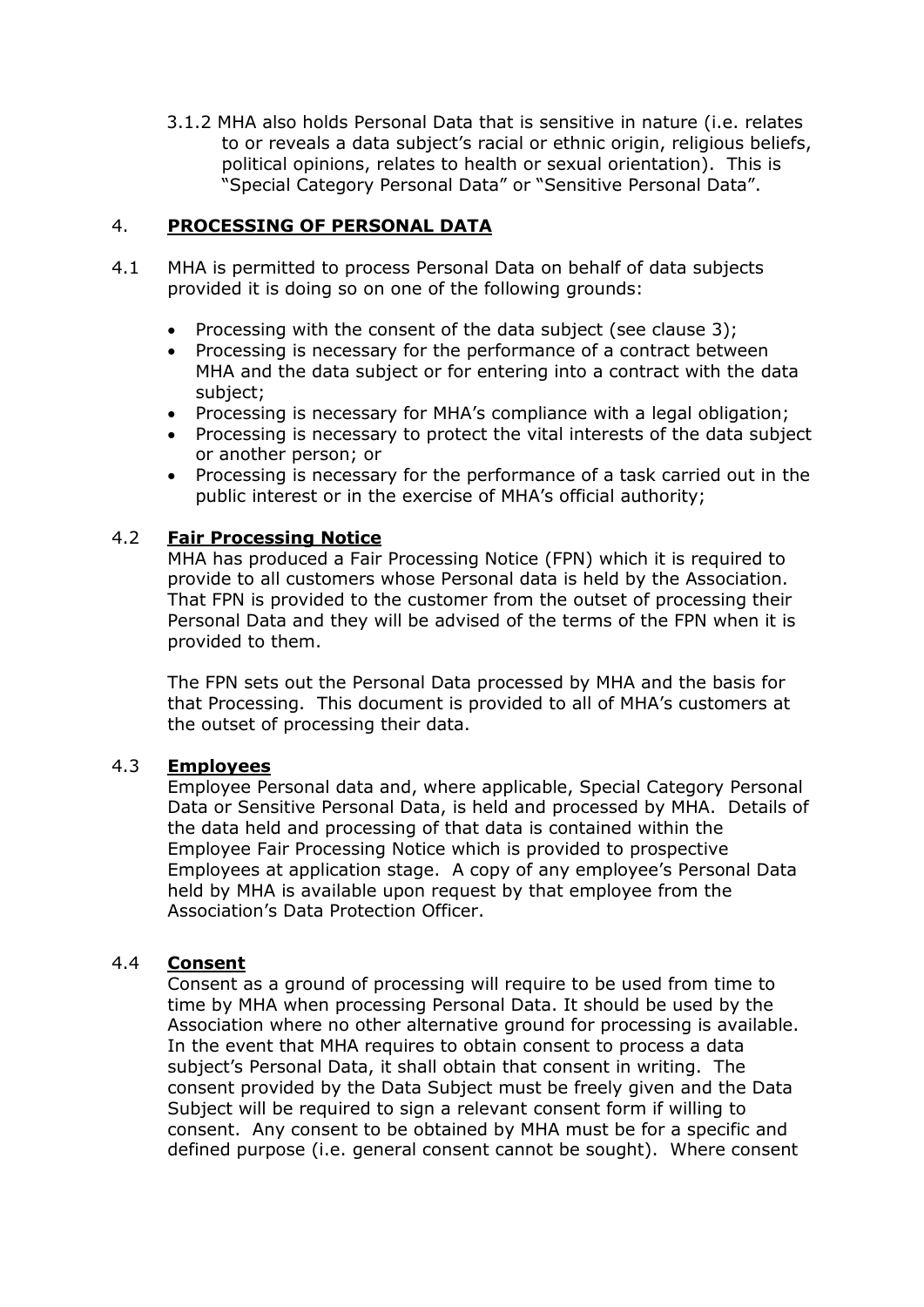3.1.2 MHA also holds Personal Data that is sensitive in nature (i.e. relates to or reveals a data subject's racial or ethnic origin, religious beliefs, political opinions, relates to health or sexual orientation). This is "Special Category Personal Data" or "Sensitive Personal Data".

## 4. PROCESSING OF PERSONAL DATA

4.1 MHA is permitted to process Personal Data on behalf of data subjects provided it is doing so on one of the following grounds:

- Processing with the consent of the data subject (see clause 3);
- Processing is necessary for the performance of a contract between MHA and the data subject or for entering into a contract with the data subject;
- Processing is necessary for MHA's compliance with a legal obligation;
- Processing is necessary to protect the vital interests of the data subject or another person; or
- Processing is necessary for the performance of a task carried out in the public interest or in the exercise of MHA's official authority;

### 4.2 Fair Processing Notice

MHA has produced a Fair Processing Notice (FPN) which it is required to provide to all customers whose Personal data is held by the Association. That FPN is provided to the customer from the outset of processing their Personal Data and they will be advised of the terms of the FPN when it is provided to them.

The FPN sets out the Personal Data processed by MHA and the basis for that Processing. This document is provided to all of MHA's customers at the outset of processing their data.

### 4.3 Employees

Employee Personal data and, where applicable, Special Category Personal Data or Sensitive Personal Data, is held and processed by MHA. Details of the data held and processing of that data is contained within the Employee Fair Processing Notice which is provided to prospective Employees at application stage. A copy of any employee's Personal Data held by MHA is available upon request by that employee from the Association's Data Protection Officer.

### 4.4 Consent

Consent as a ground of processing will require to be used from time to time by MHA when processing Personal Data. It should be used by the Association where no other alternative ground for processing is available. In the event that MHA requires to obtain consent to process a data subject's Personal Data, it shall obtain that consent in writing. The consent provided by the Data Subject must be freely given and the Data Subject will be required to sign a relevant consent form if willing to consent. Any consent to be obtained by MHA must be for a specific and defined purpose (i.e. general consent cannot be sought). Where consent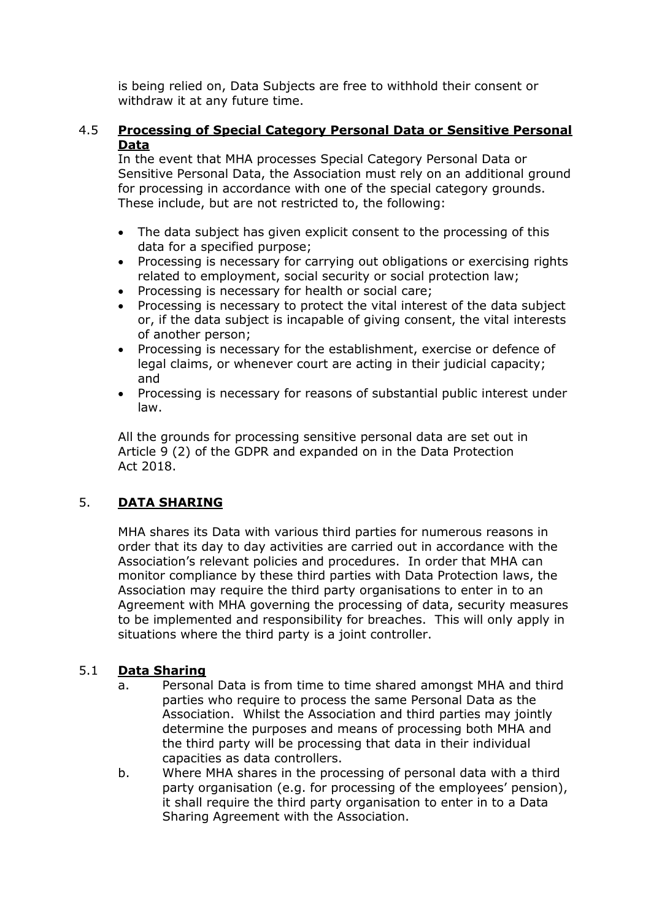is being relied on, Data Subjects are free to withhold their consent or withdraw it at any future time.

### 4.5 **Processing of Special Category Personal Data or Sensitive Personal Data**

In the event that MHA processes Special Category Personal Data or Sensitive Personal Data, the Association must rely on an additional ground for processing in accordance with one of the special category grounds. These include, but are not restricted to, the following:

- The data subject has given explicit consent to the processing of this data for a specified purpose;
- Processing is necessary for carrying out obligations or exercising rights related to employment, social security or social protection law;
- Processing is necessary for health or social care;
- Processing is necessary to protect the vital interest of the data subject or, if the data subject is incapable of giving consent, the vital interests of another person;
- Processing is necessary for the establishment, exercise or defence of legal claims, or whenever court are acting in their judicial capacity; and
- Processing is necessary for reasons of substantial public interest under law.

All the grounds for processing sensitive personal data are set out in Article 9 (2) of the GDPR and expanded on in the Data Protection Act 2018.

## 5. **DATA SHARING**

MHA shares its Data with various third parties for numerous reasons in order that its day to day activities are carried out in accordance with the Association's relevant policies and procedures. In order that MHA can monitor compliance by these third parties with Data Protection laws, the Association may require the third party organisations to enter in to an Agreement with MHA governing the processing of data, security measures to be implemented and responsibility for breaches. This will only apply in situations where the third party is a joint controller.

### 5.1 **Data Sharing**

a. Personal Data is from time to time shared amongst MHA and third parties who require to process the same Personal Data as the Association. Whilst the Association and third parties may jointly determine the purposes and means of processing both MHA and the third party will be processing that data in their individual capacities as data controllers.

b. Where MHA shares in the processing of personal data with a third party organisation (e.g. for processing of the employees' pension), it shall require the third party organisation to enter in to a Data Sharing Agreement with the Association.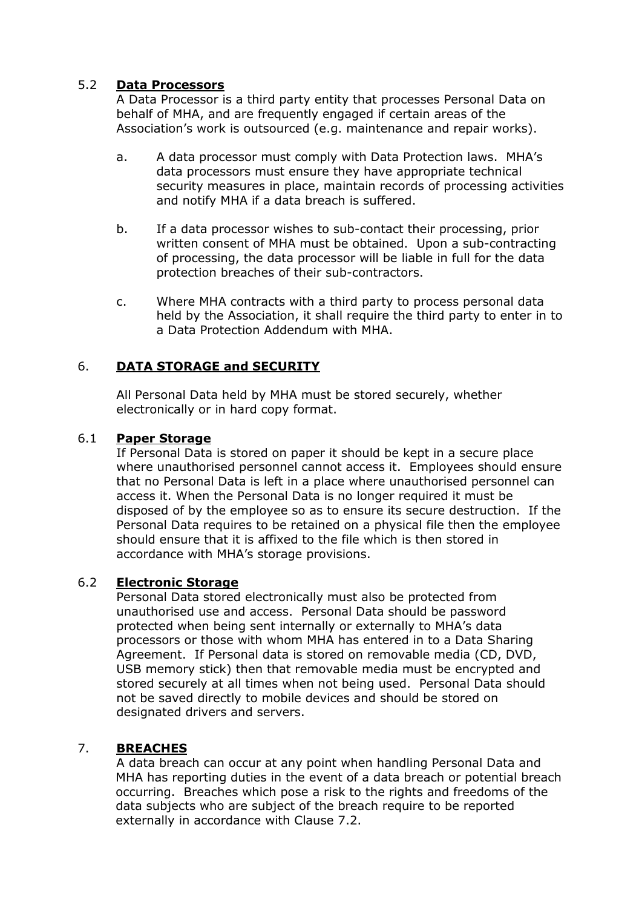### 5.2 **Data Processors**

A Data Processor is a third party entity that processes Personal Data on behalf of MHA, and are frequently engaged if certain areas of the Association's work is outsourced (e.g. maintenance and repair works).

a. A data processor must comply with Data Protection laws. MHA's data processors must ensure they have appropriate technical security measures in place, maintain records of processing activities and notify MHA if a data breach is suffered.

b. If a data processor wishes to sub-contact their processing, prior written consent of MHA must be obtained. Upon a sub-contracting of processing, the data processor will be liable in full for the data protection breaches of their sub-contractors.

c. Where MHA contracts with a third party to process personal data held by the Association, it shall require the third party to enter in to a Data Protection Addendum with MHA.

## 6. **DATA STORAGE and SECURITY**

All Personal Data held by MHA must be stored securely, whether electronically or in hard copy format.

### 6.1 **Paper Storage**

If Personal Data is stored on paper it should be kept in a secure place where unauthorised personnel cannot access it. Employees should ensure that no Personal Data is left in a place where unauthorised personnel can access it. When the Personal Data is no longer required it must be disposed of by the employee so as to ensure its secure destruction. If the Personal Data requires to be retained on a physical file then the employee should ensure that it is affixed to the file which is then stored in accordance with MHA's storage provisions.

### 6.2 **Electronic Storage**

Personal Data stored electronically must also be protected from unauthorised use and access. Personal Data should be password protected when being sent internally or externally to MHA's data processors or those with whom MHA has entered in to a Data Sharing Agreement. If Personal data is stored on removable media (CD, DVD, USB memory stick) then that removable media must be encrypted and stored securely at all times when not being used. Personal Data should not be saved directly to mobile devices and should be stored on designated drivers and servers.

## 7. **BREACHES**

A data breach can occur at any point when handling Personal Data and MHA has reporting duties in the event of a data breach or potential breach occurring. Breaches which pose a risk to the rights and freedoms of the data subjects who are subject of the breach require to be reported externally in accordance with Clause 7.2.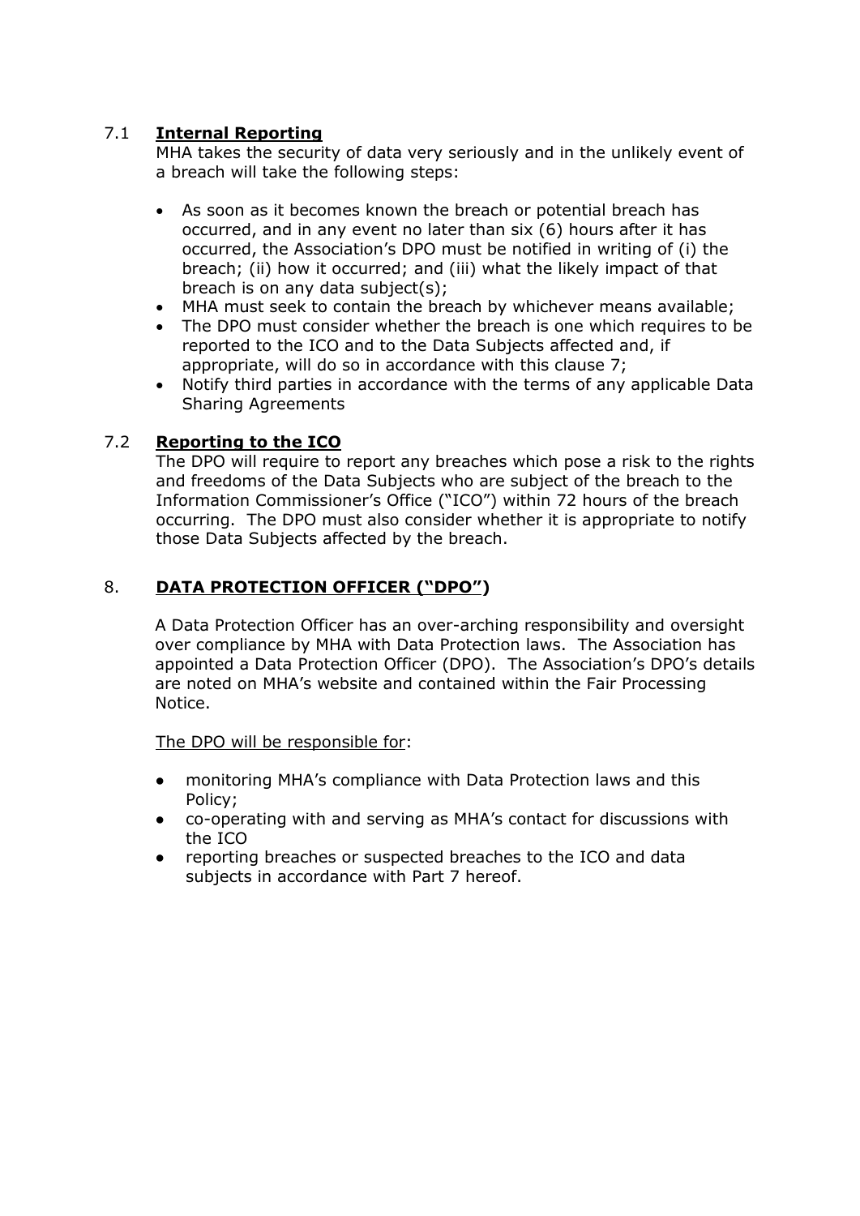### 7.1 **Internal Reporting**

MHA takes the security of data very seriously and in the unlikely event of a breach will take the following steps:

- As soon as it becomes known the breach or potential breach has occurred, and in any event no later than six (6) hours after it has occurred, the Association's DPO must be notified in writing of (i) the breach; (ii) how it occurred; and (iii) what the likely impact of that breach is on any data subject(s);
- MHA must seek to contain the breach by whichever means available;
- The DPO must consider whether the breach is one which requires to be reported to the ICO and to the Data Subjects affected and, if appropriate, will do so in accordance with this clause 7;
- Notify third parties in accordance with the terms of any applicable Data Sharing Agreements

### 7.2 **Reporting to the ICO**

The DPO will require to report any breaches which pose a risk to the rights and freedoms of the Data Subjects who are subject of the breach to the Information Commissioner's Office ("ICO") within 72 hours of the breach occurring. The DPO must also consider whether it is appropriate to notify those Data Subjects affected by the breach.

## 8. **DATA PROTECTION OFFICER ("DPO")**

A Data Protection Officer has an over-arching responsibility and oversight over compliance by MHA with Data Protection laws. The Association has appointed a Data Protection Officer (DPO). The Association's DPO's details are noted on MHA's website and contained within the Fair Processing Notice.

<u>The DPO will be responsible for</u>:

- monitoring MHA's compliance with Data Protection laws and this Policy;
- co-operating with and serving as MHA's contact for discussions with the ICO
- reporting breaches or suspected breaches to the ICO and data subjects in accordance with Part 7 hereof.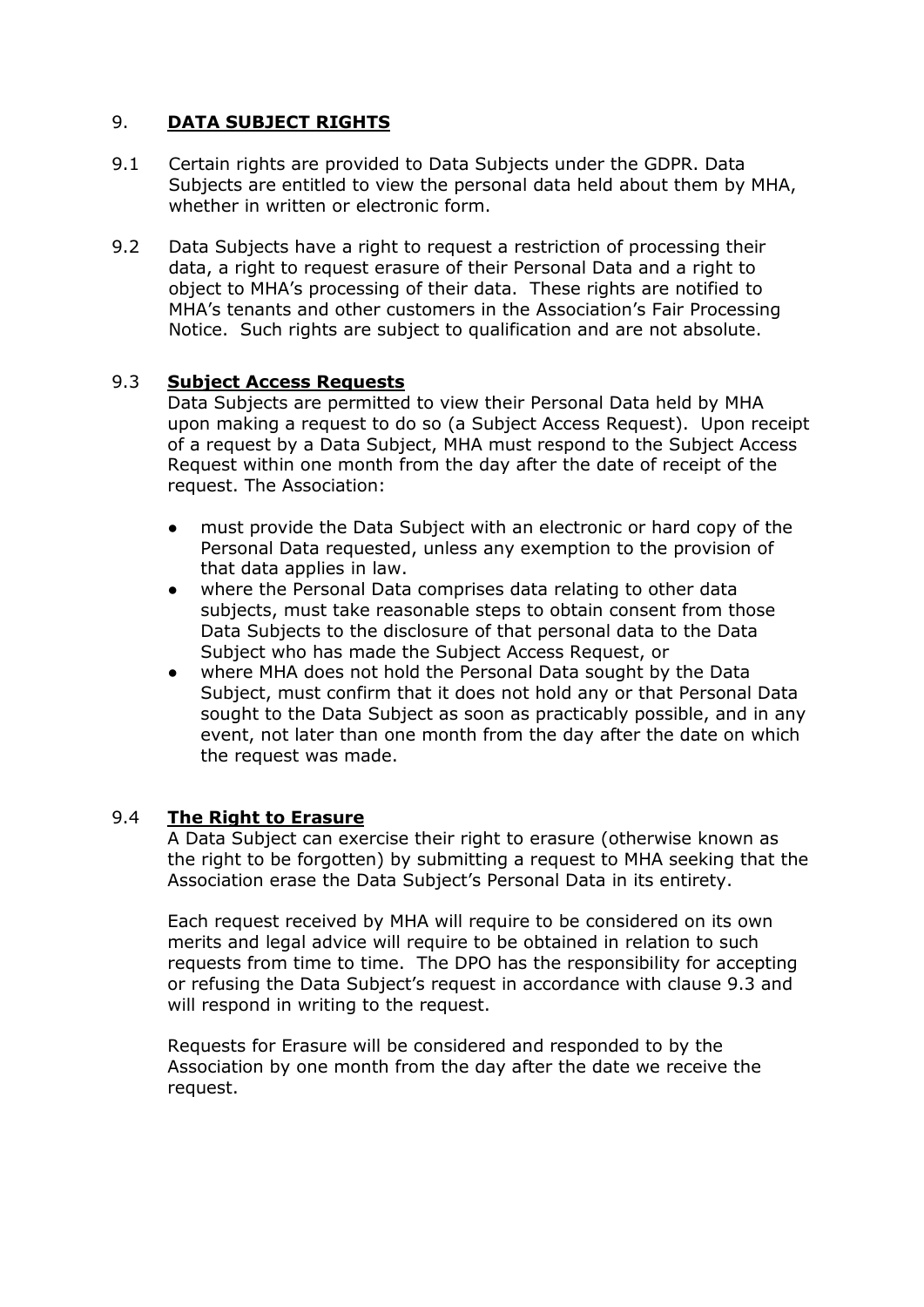## 9. **DATA SUBJECT RIGHTS**

9.1 Certain rights are provided to Data Subjects under the GDPR. Data Subjects are entitled to view the personal data held about them by MHA, whether in written or electronic form.

9.2 Data Subjects have a right to request a restriction of processing their data, a right to request erasure of their Personal Data and a right to object to MHA's processing of their data. These rights are notified to MHA's tenants and other customers in the Association's Fair Processing Notice. Such rights are subject to qualification and are not absolute.

### 9.3 **Subject Access Requests**

Data Subjects are permitted to view their Personal Data held by MHA upon making a request to do so (a Subject Access Request). Upon receipt of a request by a Data Subject, MHA must respond to the Subject Access Request within one month from the day after the date of receipt of the request. The Association:

- must provide the Data Subject with an electronic or hard copy of the Personal Data requested, unless any exemption to the provision of that data applies in law.
- where the Personal Data comprises data relating to other data subjects, must take reasonable steps to obtain consent from those Data Subjects to the disclosure of that personal data to the Data Subject who has made the Subject Access Request, or
- where MHA does not hold the Personal Data sought by the Data Subject, must confirm that it does not hold any or that Personal Data sought to the Data Subject as soon as practicably possible, and in any event, not later than one month from the day after the date on which the request was made.

### 9.4 **The Right to Erasure**

A Data Subject can exercise their right to erasure (otherwise known as the right to be forgotten) by submitting a request to MHA seeking that the Association erase the Data Subject's Personal Data in its entirety.

Each request received by MHA will require to be considered on its own merits and legal advice will require to be obtained in relation to such requests from time to time. The DPO has the responsibility for accepting or refusing the Data Subject's request in accordance with clause 9.3 and will respond in writing to the request.

Requests for Erasure will be considered and responded to by the Association by one month from the day after the date we receive the request.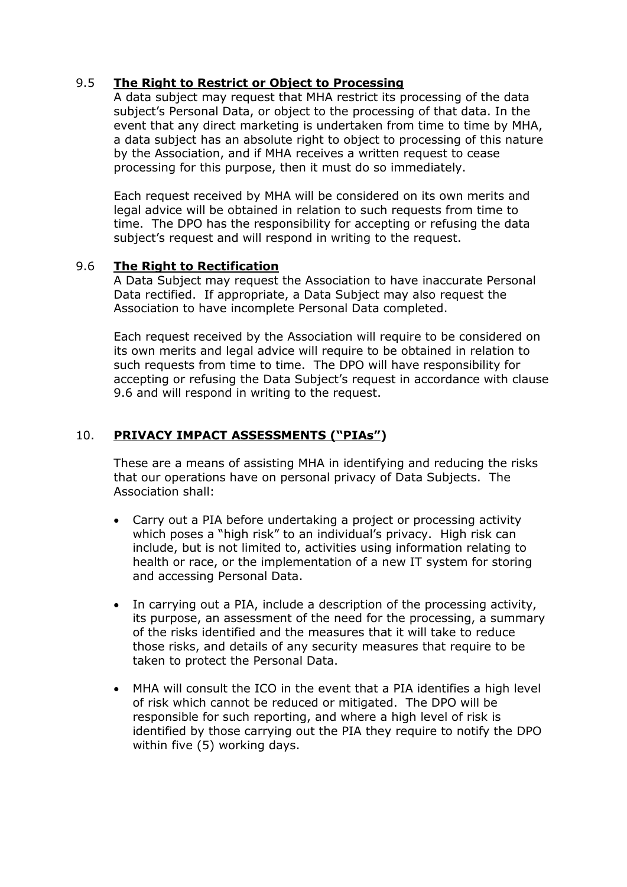### 9.5 **The Right to Restrict or Object to Processing**

A data subject may request that MHA restrict its processing of the data subject's Personal Data, or object to the processing of that data. In the event that any direct marketing is undertaken from time to time by MHA, a data subject has an absolute right to object to processing of this nature by the Association, and if MHA receives a written request to cease processing for this purpose, then it must do so immediately.

Each request received by MHA will be considered on its own merits and legal advice will be obtained in relation to such requests from time to time. The DPO has the responsibility for accepting or refusing the data subject's request and will respond in writing to the request.

### 9.6 **The Right to Rectification**

A Data Subject may request the Association to have inaccurate Personal Data rectified. If appropriate, a Data Subject may also request the Association to have incomplete Personal Data completed.

Each request received by the Association will require to be considered on its own merits and legal advice will require to be obtained in relation to such requests from time to time. The DPO will have responsibility for accepting or refusing the Data Subject's request in accordance with clause 9.6 and will respond in writing to the request.

## 10. **PRIVACY IMPACT ASSESSMENTS ("PIAs")**

These are a means of assisting MHA in identifying and reducing the risks that our operations have on personal privacy of Data Subjects. The Association shall:

- Carry out a PIA before undertaking a project or processing activity which poses a "high risk" to an individual's privacy. High risk can include, but is not limited to, activities using information relating to health or race, or the implementation of a new IT system for storing and accessing Personal Data.

- In carrying out a PIA, include a description of the processing activity, its purpose, an assessment of the need for the processing, a summary of the risks identified and the measures that it will take to reduce those risks, and details of any security measures that require to be taken to protect the Personal Data.

- MHA will consult the ICO in the event that a PIA identifies a high level of risk which cannot be reduced or mitigated. The DPO will be responsible for such reporting, and where a high level of risk is identified by those carrying out the PIA they require to notify the DPO within five (5) working days.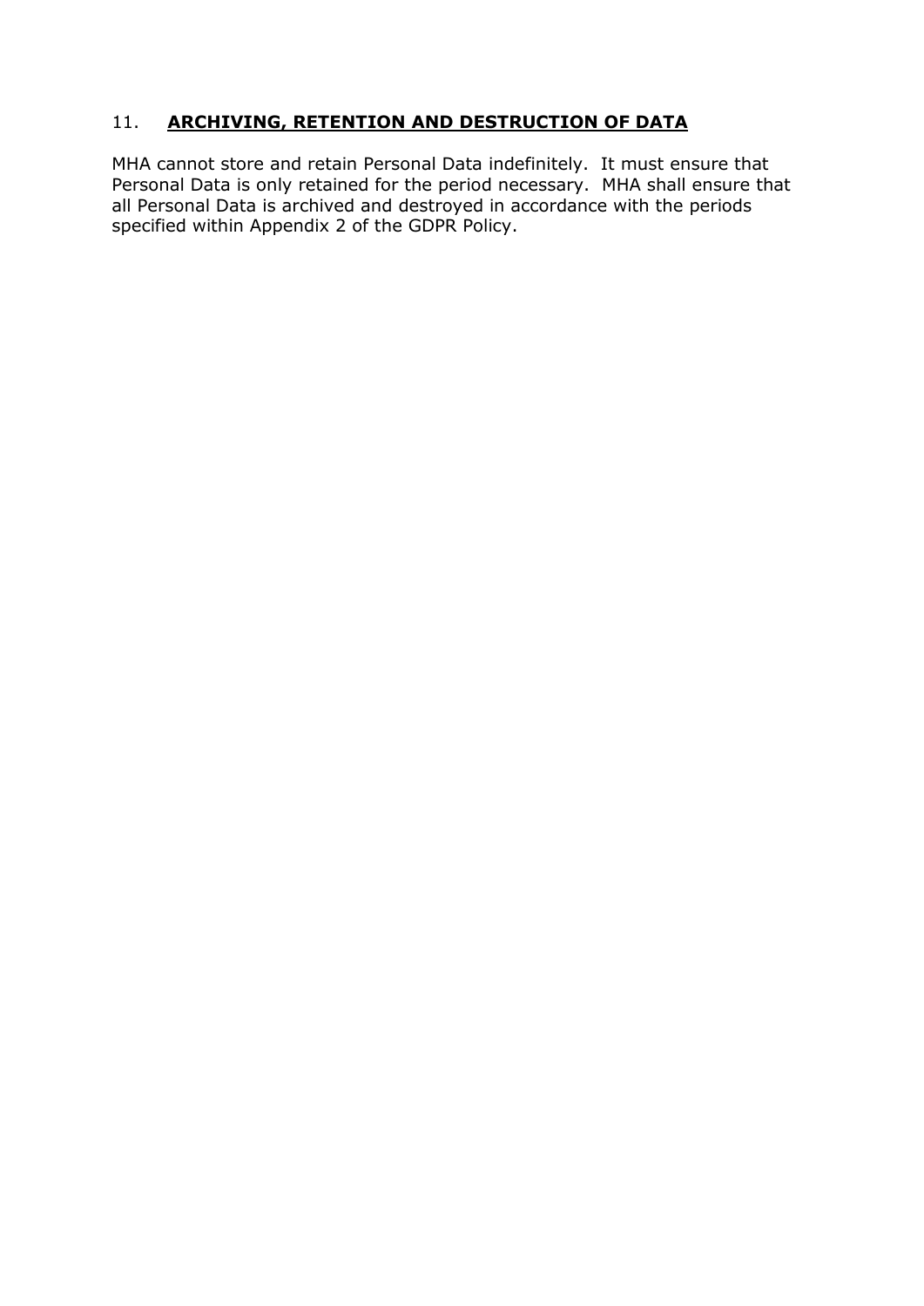## 11. **ARCHIVING, RETENTION AND DESTRUCTION OF DATA**

MHA cannot store and retain Personal Data indefinitely. It must ensure that Personal Data is only retained for the period necessary. MHA shall ensure that all Personal Data is archived and destroyed in accordance with the periods specified within Appendix 2 of the GDPR Policy.